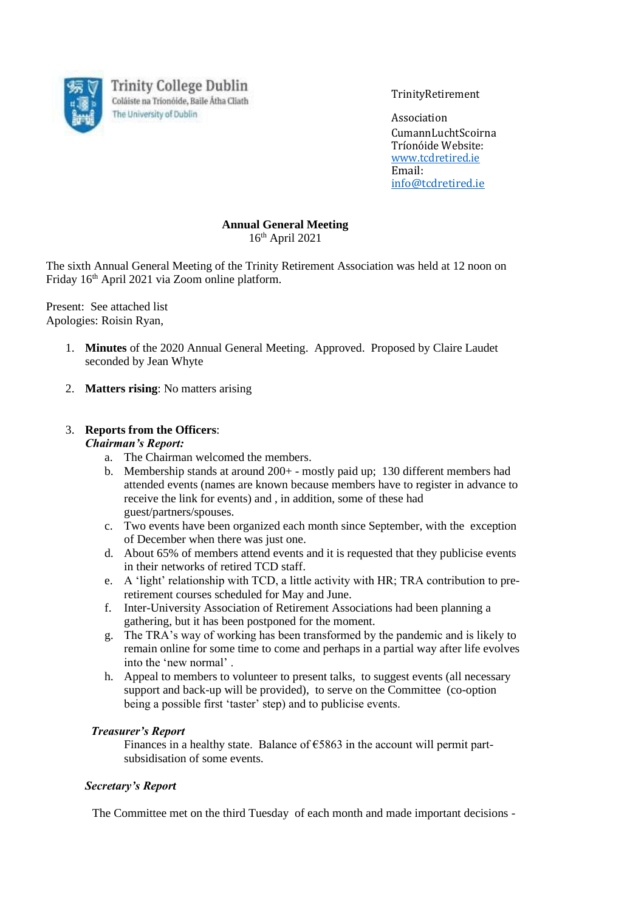Trinity College Dublin
Coláiste na Tríonóide, Baile Átha Cliath
The University of Dublin

TrinityRetirement

Association
CumannLuchtScoirna
Tríonóide Website:
www.tcdretired.ie
Email:
info@tcdretired.ie

**Annual General Meeting**
16th April 2021

The sixth Annual General Meeting of the Trinity Retirement Association was held at 12 noon on Friday 16th April 2021 via Zoom online platform.

Present: See attached list
Apologies: Roisin Ryan,

1. **Minutes** of the 2020 Annual General Meeting. Approved. Proposed by Claire Laudet seconded by Jean Whyte

2. **Matters rising**: No matters arising

3. **Reports from the Officers**:
   ***Chairman's Report:***
   a. The Chairman welcomed the members.
   b. Membership stands at around 200+ - mostly paid up; 130 different members had attended events (names are known because members have to register in advance to receive the link for events) and , in addition, some of these had guest/partners/spouses.
   c. Two events have been organized each month since September, with the exception of December when there was just one.
   d. About 65% of members attend events and it is requested that they publicise events in their networks of retired TCD staff.
   e. A 'light' relationship with TCD, a little activity with HR; TRA contribution to pre-retirement courses scheduled for May and June.
   f. Inter-University Association of Retirement Associations had been planning a gathering, but it has been postponed for the moment.
   g. The TRA's way of working has been transformed by the pandemic and is likely to remain online for some time to come and perhaps in a partial way after life evolves into the 'new normal' .
   h. Appeal to members to volunteer to present talks, to suggest events (all necessary support and back-up will be provided), to serve on the Committee (co-option being a possible first 'taster' step) and to publicise events.

   ***Treasurer's Report***
   Finances in a healthy state. Balance of €5863 in the account will permit part-subsidisation of some events.

   ***Secretary's Report***

   The Committee met on the third Tuesday of each month and made important decisions -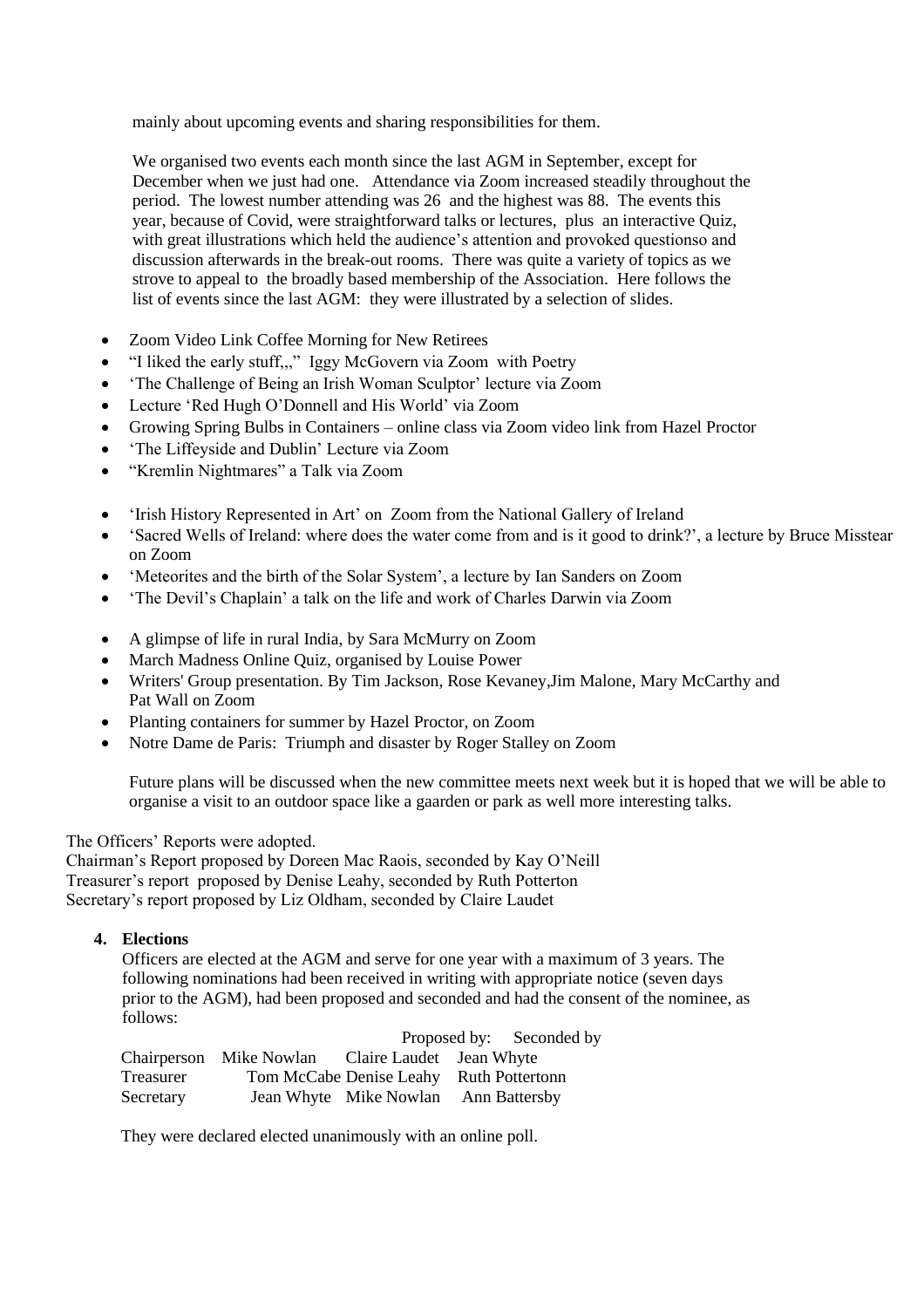mainly about upcoming events and sharing responsibilities for them.

We organised two events each month since the last AGM in September, except for December when we just had one. Attendance via Zoom increased steadily throughout the period. The lowest number attending was 26 and the highest was 88. The events this year, because of Covid, were straightforward talks or lectures, plus an interactive Quiz, with great illustrations which held the audience's attention and provoked questionso and discussion afterwards in the break-out rooms. There was quite a variety of topics as we strove to appeal to the broadly based membership of the Association. Here follows the list of events since the last AGM: they were illustrated by a selection of slides.

- Zoom Video Link Coffee Morning for New Retirees
- "I liked the early stuff,,," Iggy McGovern via Zoom with Poetry
- 'The Challenge of Being an Irish Woman Sculptor' lecture via Zoom
- Lecture 'Red Hugh O'Donnell and His World' via Zoom
- Growing Spring Bulbs in Containers – online class via Zoom video link from Hazel Proctor
- 'The Liffeyside and Dublin' Lecture via Zoom
- "Kremlin Nightmares" a Talk via Zoom

- 'Irish History Represented in Art' on Zoom from the National Gallery of Ireland
- 'Sacred Wells of Ireland: where does the water come from and is it good to drink?', a lecture by Bruce Misstear on Zoom
- 'Meteorites and the birth of the Solar System', a lecture by Ian Sanders on Zoom
- 'The Devil's Chaplain' a talk on the life and work of Charles Darwin via Zoom

- A glimpse of life in rural India, by Sara McMurry on Zoom
- March Madness Online Quiz, organised by Louise Power
- Writers' Group presentation. By Tim Jackson, Rose Kevaney,Jim Malone, Mary McCarthy and Pat Wall on Zoom
- Planting containers for summer by Hazel Proctor, on Zoom
- Notre Dame de Paris: Triumph and disaster by Roger Stalley on Zoom

Future plans will be discussed when the new committee meets next week but it is hoped that we will be able to organise a visit to an outdoor space like a gaarden or park as well more interesting talks.

The Officers' Reports were adopted.
Chairman's Report proposed by Doreen Mac Raois, seconded by Kay O'Neill
Treasurer's report proposed by Denise Leahy, seconded by Ruth Potterton
Secretary's report proposed by Liz Oldham, seconded by Claire Laudet

**4. Elections**

Officers are elected at the AGM and serve for one year with a maximum of 3 years. The following nominations had been received in writing with appropriate notice (seven days prior to the AGM), had been proposed and seconded and had the consent of the nominee, as follows:

| | | Proposed by: | Seconded by |
|---|---|---|---|
| Chairperson | Mike Nowlan | Claire Laudet | Jean Whyte |
| Treasurer | Tom McCabe | Denise Leahy | Ruth Pottertonn |
| Secretary | Jean Whyte | Mike Nowlan | Ann Battersby |

They were declared elected unanimously with an online poll.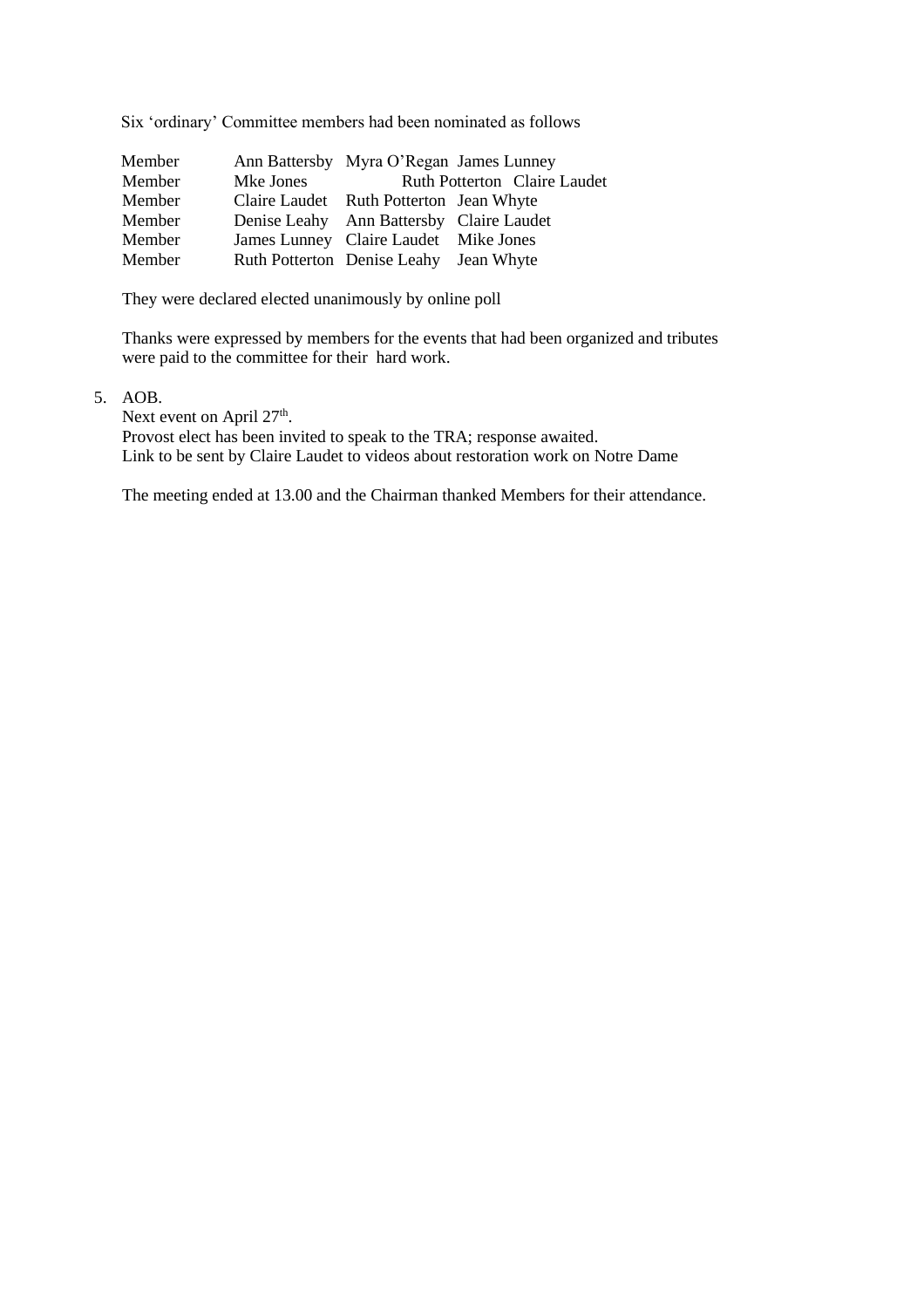Six 'ordinary' Committee members had been nominated as follows

| | | | |
|---|---|---|---|
| Member | Ann Battersby | Myra O'Regan | James Lunney |
| Member | Mke Jones | Ruth Potterton | Claire Laudet |
| Member | Claire Laudet | Ruth Potterton | Jean Whyte |
| Member | Denise Leahy | Ann Battersby | Claire Laudet |
| Member | James Lunney | Claire Laudet | Mike Jones |
| Member | Ruth Potterton | Denise Leahy | Jean Whyte |

They were declared elected unanimously by online poll

Thanks were expressed by members for the events that had been organized and tributes were paid to the committee for their hard work.

5. AOB.
   Next event on April 27th.
   Provost elect has been invited to speak to the TRA; response awaited.
   Link to be sent by Claire Laudet to videos about restoration work on Notre Dame

   The meeting ended at 13.00 and the Chairman thanked Members for their attendance.